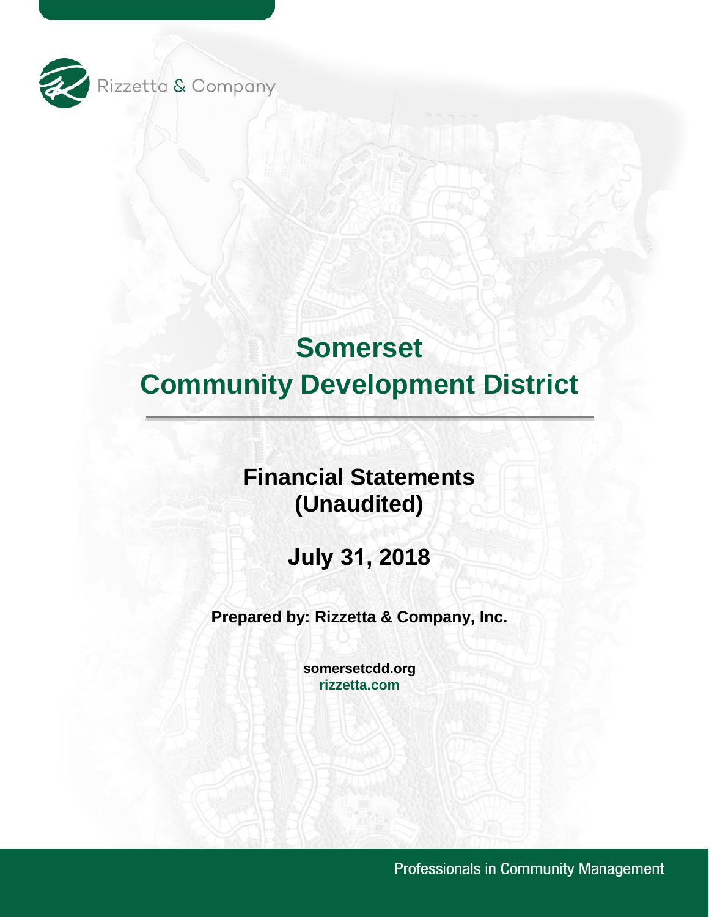Rizzetta & Company

# Somerset Community Development District

## Financial Statements (Unaudited)

## July 31, 2018

**Prepared by: Rizzetta & Company, Inc.**

**somersetcdd.org**
**rizzetta.com**

Professionals in Community Management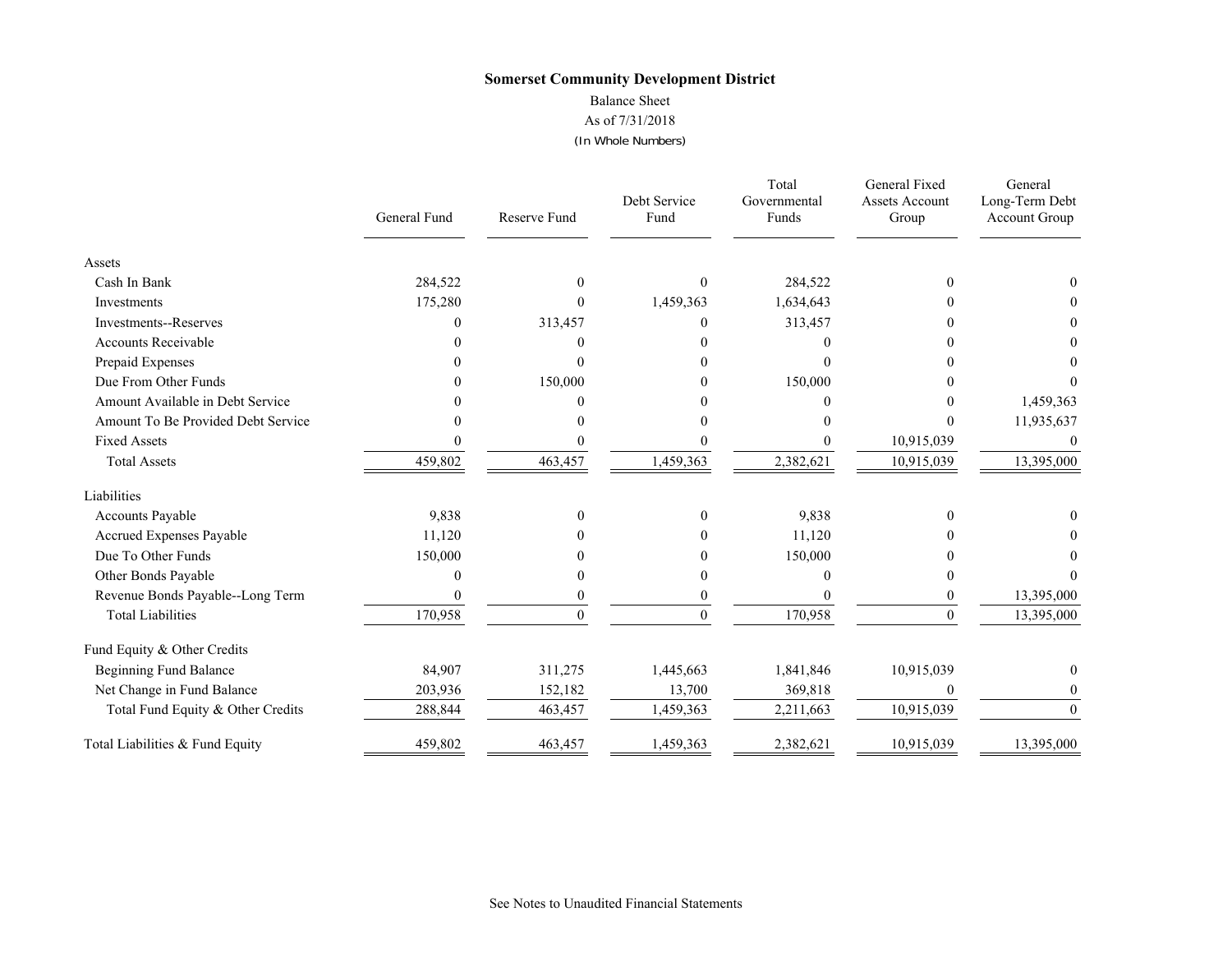**Somerset Community Development District**

Balance Sheet

As of 7/31/2018

(In Whole Numbers)

| | General Fund | Reserve Fund | Debt Service Fund | Total Governmental Funds | General Fixed Assets Account Group | General Long-Term Debt Account Group |
|---|---|---|---|---|---|---|
| **Assets** | | | | | | |
| Cash In Bank | 284,522 | 0 | 0 | 284,522 | 0 | 0 |
| Investments | 175,280 | 0 | 1,459,363 | 1,634,643 | 0 | 0 |
| Investments--Reserves | 0 | 313,457 | 0 | 313,457 | 0 | 0 |
| Accounts Receivable | 0 | 0 | 0 | 0 | 0 | 0 |
| Prepaid Expenses | 0 | 0 | 0 | 0 | 0 | 0 |
| Due From Other Funds | 0 | 150,000 | 0 | 150,000 | 0 | 0 |
| Amount Available in Debt Service | 0 | 0 | 0 | 0 | 0 | 1,459,363 |
| Amount To Be Provided Debt Service | 0 | 0 | 0 | 0 | 0 | 11,935,637 |
| Fixed Assets | 0 | 0 | 0 | 0 | 10,915,039 | 0 |
| Total Assets | 459,802 | 463,457 | 1,459,363 | 2,382,621 | 10,915,039 | 13,395,000 |
| **Liabilities** | | | | | | |
| Accounts Payable | 9,838 | 0 | 0 | 9,838 | 0 | 0 |
| Accrued Expenses Payable | 11,120 | 0 | 0 | 11,120 | 0 | 0 |
| Due To Other Funds | 150,000 | 0 | 0 | 150,000 | 0 | 0 |
| Other Bonds Payable | 0 | 0 | 0 | 0 | 0 | 0 |
| Revenue Bonds Payable--Long Term | 0 | 0 | 0 | 0 | 0 | 13,395,000 |
| Total Liabilities | 170,958 | 0 | 0 | 170,958 | 0 | 13,395,000 |
| **Fund Equity & Other Credits** | | | | | | |
| Beginning Fund Balance | 84,907 | 311,275 | 1,445,663 | 1,841,846 | 10,915,039 | 0 |
| Net Change in Fund Balance | 203,936 | 152,182 | 13,700 | 369,818 | 0 | 0 |
| Total Fund Equity & Other Credits | 288,844 | 463,457 | 1,459,363 | 2,211,663 | 10,915,039 | 0 |
| **Total Liabilities & Fund Equity** | 459,802 | 463,457 | 1,459,363 | 2,382,621 | 10,915,039 | 13,395,000 |

See Notes to Unaudited Financial Statements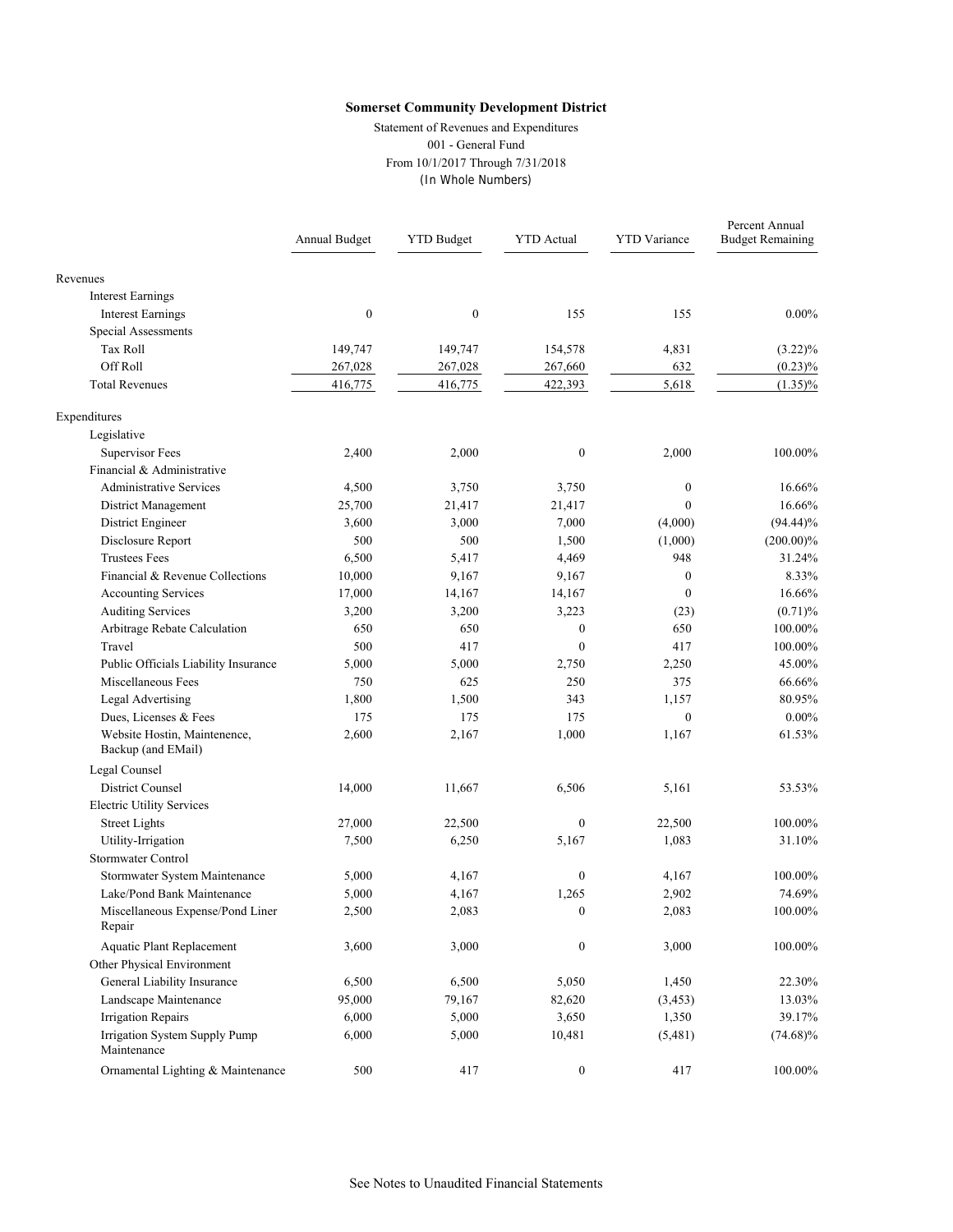**Somerset Community Development District**

Statement of Revenues and Expenditures
001 - General Fund
From 10/1/2017 Through 7/31/2018
(In Whole Numbers)

| | Annual Budget | YTD Budget | YTD Actual | YTD Variance | Percent Annual Budget Remaining |
|---|---|---|---|---|---|
| Revenues | | | | | |
| Interest Earnings | | | | | |
| Interest Earnings | 0 | 0 | 155 | 155 | 0.00% |
| Special Assessments | | | | | |
| Tax Roll | 149,747 | 149,747 | 154,578 | 4,831 | (3.22)% |
| Off Roll | 267,028 | 267,028 | 267,660 | 632 | (0.23)% |
| Total Revenues | 416,775 | 416,775 | 422,393 | 5,618 | (1.35)% |
| Expenditures | | | | | |
| Legislative | | | | | |
| Supervisor Fees | 2,400 | 2,000 | 0 | 2,000 | 100.00% |
| Financial & Administrative | | | | | |
| Administrative Services | 4,500 | 3,750 | 3,750 | 0 | 16.66% |
| District Management | 25,700 | 21,417 | 21,417 | 0 | 16.66% |
| District Engineer | 3,600 | 3,000 | 7,000 | (4,000) | (94.44)% |
| Disclosure Report | 500 | 500 | 1,500 | (1,000) | (200.00)% |
| Trustees Fees | 6,500 | 5,417 | 4,469 | 948 | 31.24% |
| Financial & Revenue Collections | 10,000 | 9,167 | 9,167 | 0 | 8.33% |
| Accounting Services | 17,000 | 14,167 | 14,167 | 0 | 16.66% |
| Auditing Services | 3,200 | 3,200 | 3,223 | (23) | (0.71)% |
| Arbitrage Rebate Calculation | 650 | 650 | 0 | 650 | 100.00% |
| Travel | 500 | 417 | 0 | 417 | 100.00% |
| Public Officials Liability Insurance | 5,000 | 5,000 | 2,750 | 2,250 | 45.00% |
| Miscellaneous Fees | 750 | 625 | 250 | 375 | 66.66% |
| Legal Advertising | 1,800 | 1,500 | 343 | 1,157 | 80.95% |
| Dues, Licenses & Fees | 175 | 175 | 175 | 0 | 0.00% |
| Website Hostin, Maintenence, Backup (and EMail) | 2,600 | 2,167 | 1,000 | 1,167 | 61.53% |
| Legal Counsel | | | | | |
| District Counsel | 14,000 | 11,667 | 6,506 | 5,161 | 53.53% |
| Electric Utility Services | | | | | |
| Street Lights | 27,000 | 22,500 | 0 | 22,500 | 100.00% |
| Utility-Irrigation | 7,500 | 6,250 | 5,167 | 1,083 | 31.10% |
| Stormwater Control | | | | | |
| Stormwater System Maintenance | 5,000 | 4,167 | 0 | 4,167 | 100.00% |
| Lake/Pond Bank Maintenance | 5,000 | 4,167 | 1,265 | 2,902 | 74.69% |
| Miscellaneous Expense/Pond Liner Repair | 2,500 | 2,083 | 0 | 2,083 | 100.00% |
| Aquatic Plant Replacement | 3,600 | 3,000 | 0 | 3,000 | 100.00% |
| Other Physical Environment | | | | | |
| General Liability Insurance | 6,500 | 6,500 | 5,050 | 1,450 | 22.30% |
| Landscape Maintenance | 95,000 | 79,167 | 82,620 | (3,453) | 13.03% |
| Irrigation Repairs | 6,000 | 5,000 | 3,650 | 1,350 | 39.17% |
| Irrigation System Supply Pump Maintenance | 6,000 | 5,000 | 10,481 | (5,481) | (74.68)% |
| Ornamental Lighting & Maintenance | 500 | 417 | 0 | 417 | 100.00% |

See Notes to Unaudited Financial Statements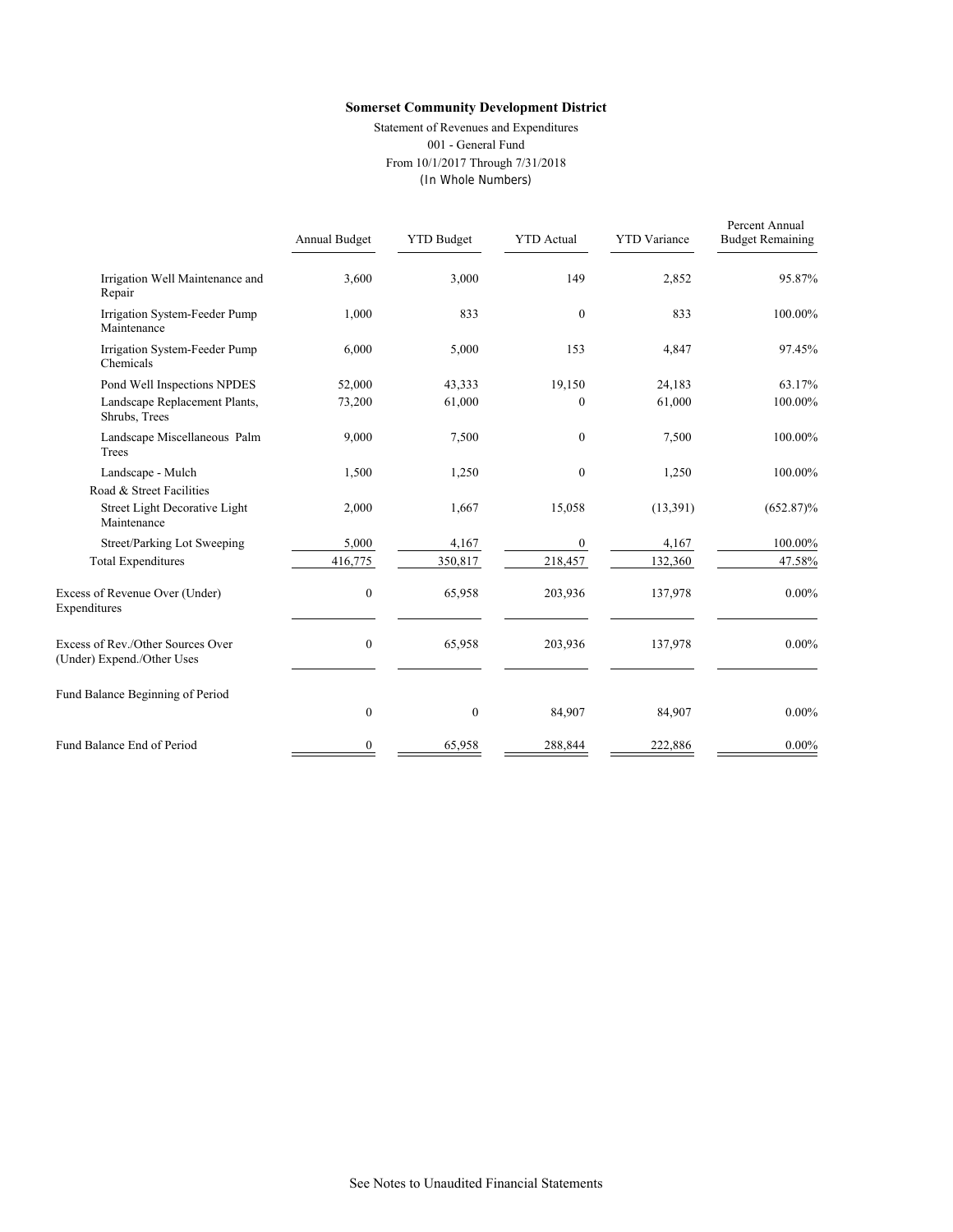**Somerset Community Development District**

Statement of Revenues and Expenditures

001 - General Fund

From 10/1/2017 Through 7/31/2018

(In Whole Numbers)

| | Annual Budget | YTD Budget | YTD Actual | YTD Variance | Percent Annual Budget Remaining |
|---|---|---|---|---|---|
| Irrigation Well Maintenance and Repair | 3,600 | 3,000 | 149 | 2,852 | 95.87% |
| Irrigation System-Feeder Pump Maintenance | 1,000 | 833 | 0 | 833 | 100.00% |
| Irrigation System-Feeder Pump Chemicals | 6,000 | 5,000 | 153 | 4,847 | 97.45% |
| Pond Well Inspections NPDES | 52,000 | 43,333 | 19,150 | 24,183 | 63.17% |
| Landscape Replacement Plants, Shrubs, Trees | 73,200 | 61,000 | 0 | 61,000 | 100.00% |
| Landscape Miscellaneous Palm Trees | 9,000 | 7,500 | 0 | 7,500 | 100.00% |
| Landscape - Mulch | 1,500 | 1,250 | 0 | 1,250 | 100.00% |
| Road & Street Facilities | | | | | |
| Street Light Decorative Light Maintenance | 2,000 | 1,667 | 15,058 | (13,391) | (652.87)% |
| Street/Parking Lot Sweeping | 5,000 | 4,167 | 0 | 4,167 | 100.00% |
| Total Expenditures | 416,775 | 350,817 | 218,457 | 132,360 | 47.58% |
| Excess of Revenue Over (Under) Expenditures | 0 | 65,958 | 203,936 | 137,978 | 0.00% |
| Excess of Rev./Other Sources Over (Under) Expend./Other Uses | 0 | 65,958 | 203,936 | 137,978 | 0.00% |
| Fund Balance Beginning of Period | 0 | 0 | 84,907 | 84,907 | 0.00% |
| Fund Balance End of Period | 0 | 65,958 | 288,844 | 222,886 | 0.00% |

See Notes to Unaudited Financial Statements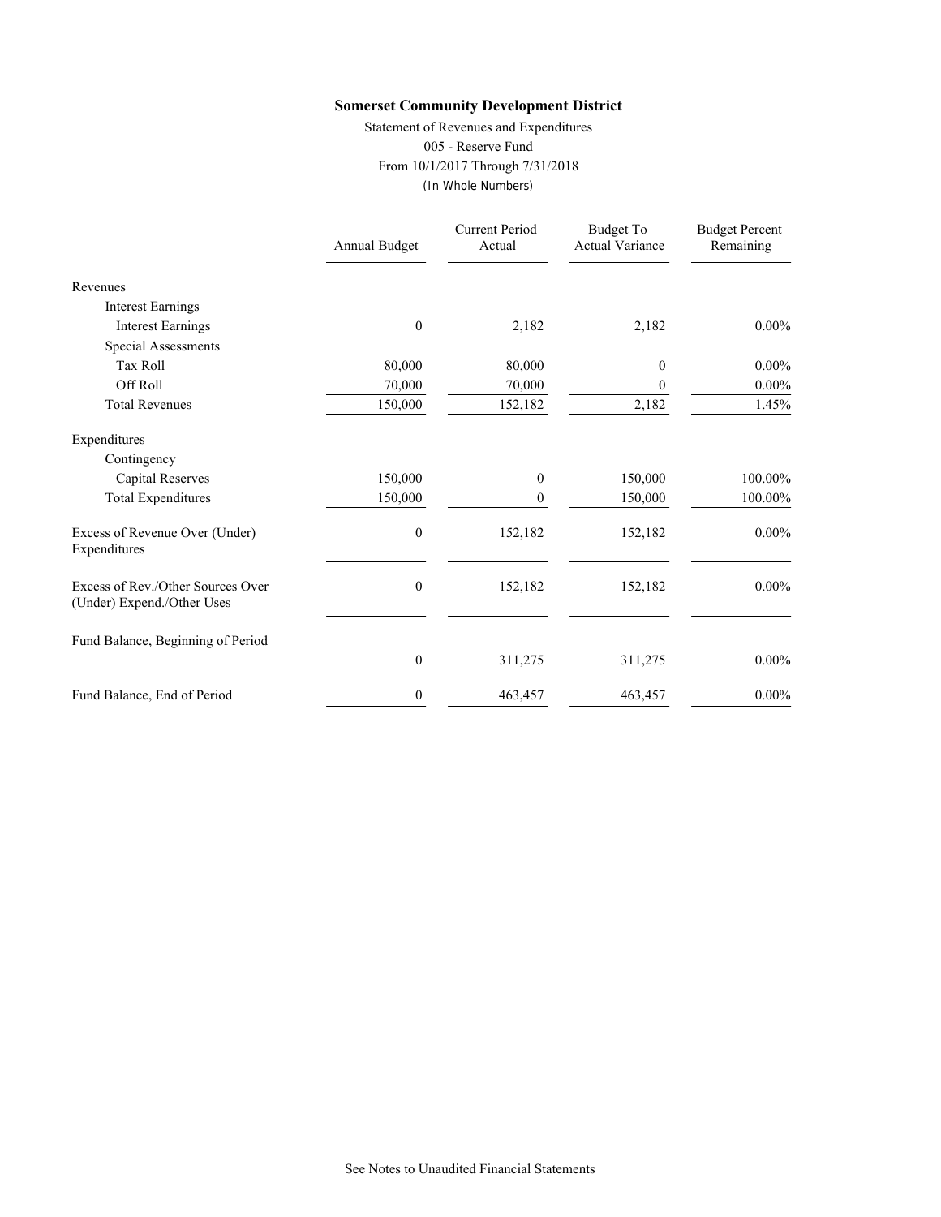**Somerset Community Development District**

Statement of Revenues and Expenditures

005 - Reserve Fund

From 10/1/2017 Through 7/31/2018

(In Whole Numbers)

| | Annual Budget | Current Period Actual | Budget To Actual Variance | Budget Percent Remaining |
|---|---|---|---|---|
| Revenues | | | | |
| Interest Earnings | | | | |
| Interest Earnings | 0 | 2,182 | 2,182 | 0.00% |
| Special Assessments | | | | |
| Tax Roll | 80,000 | 80,000 | 0 | 0.00% |
| Off Roll | 70,000 | 70,000 | 0 | 0.00% |
| Total Revenues | 150,000 | 152,182 | 2,182 | 1.45% |
| Expenditures | | | | |
| Contingency | | | | |
| Capital Reserves | 150,000 | 0 | 150,000 | 100.00% |
| Total Expenditures | 150,000 | 0 | 150,000 | 100.00% |
| Excess of Revenue Over (Under) Expenditures | 0 | 152,182 | 152,182 | 0.00% |
| Excess of Rev./Other Sources Over (Under) Expend./Other Uses | 0 | 152,182 | 152,182 | 0.00% |
| Fund Balance, Beginning of Period | 0 | 311,275 | 311,275 | 0.00% |
| Fund Balance, End of Period | 0 | 463,457 | 463,457 | 0.00% |

See Notes to Unaudited Financial Statements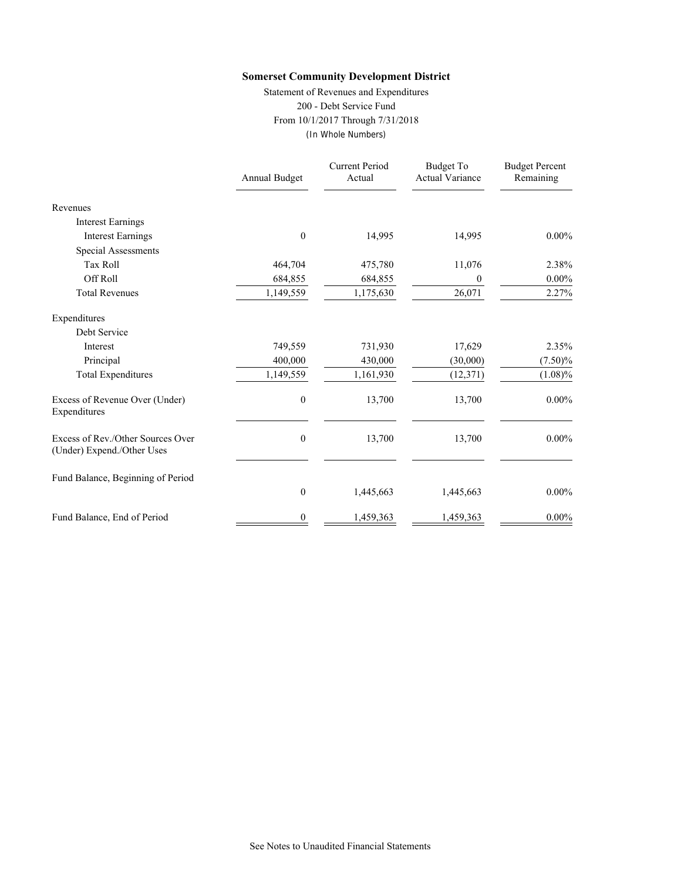**Somerset Community Development District**

Statement of Revenues and Expenditures
200 - Debt Service Fund
From 10/1/2017 Through 7/31/2018
(In Whole Numbers)

| | Annual Budget | Current Period Actual | Budget To Actual Variance | Budget Percent Remaining |
|---|---|---|---|---|
| Revenues | | | | |
| Interest Earnings | | | | |
| Interest Earnings | 0 | 14,995 | 14,995 | 0.00% |
| Special Assessments | | | | |
| Tax Roll | 464,704 | 475,780 | 11,076 | 2.38% |
| Off Roll | 684,855 | 684,855 | 0 | 0.00% |
| Total Revenues | 1,149,559 | 1,175,630 | 26,071 | 2.27% |
| Expenditures | | | | |
| Debt Service | | | | |
| Interest | 749,559 | 731,930 | 17,629 | 2.35% |
| Principal | 400,000 | 430,000 | (30,000) | (7.50)% |
| Total Expenditures | 1,149,559 | 1,161,930 | (12,371) | (1.08)% |
| Excess of Revenue Over (Under) Expenditures | 0 | 13,700 | 13,700 | 0.00% |
| Excess of Rev./Other Sources Over (Under) Expend./Other Uses | 0 | 13,700 | 13,700 | 0.00% |
| Fund Balance, Beginning of Period | 0 | 1,445,663 | 1,445,663 | 0.00% |
| Fund Balance, End of Period | 0 | 1,459,363 | 1,459,363 | 0.00% |

See Notes to Unaudited Financial Statements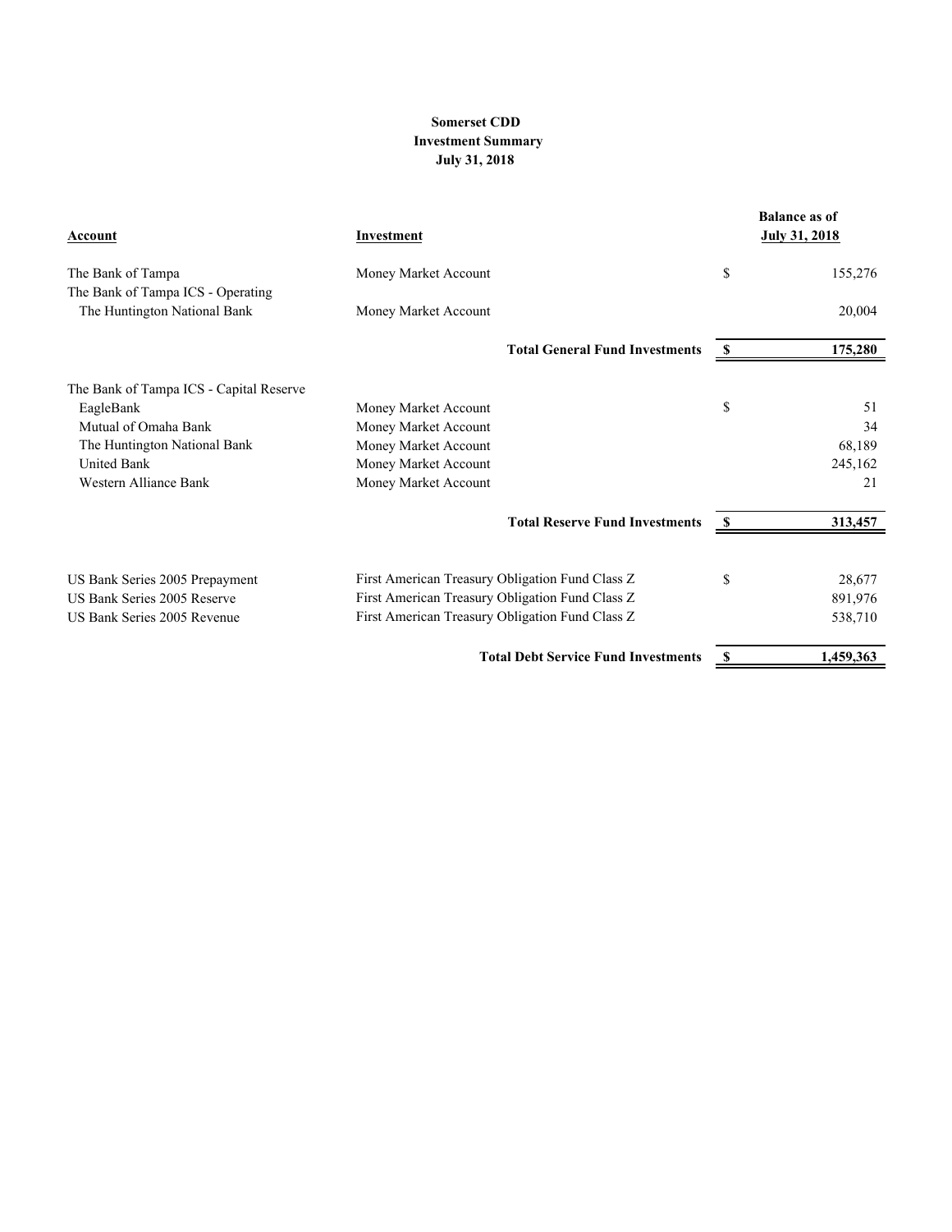**Somerset CDD**
**Investment Summary**
**July 31, 2018**

| Account | Investment | | Balance as of July 31, 2018 |
|---|---|---|---|
| The Bank of Tampa | Money Market Account | $ | 155,276 |
| The Bank of Tampa ICS - Operating | | | |
| The Huntington National Bank | Money Market Account | | 20,004 |
| | **Total General Fund Investments** | **$** | **175,280** |
| The Bank of Tampa ICS - Capital Reserve | | | |
| EagleBank | Money Market Account | $ | 51 |
| Mutual of Omaha Bank | Money Market Account | | 34 |
| The Huntington National Bank | Money Market Account | | 68,189 |
| United Bank | Money Market Account | | 245,162 |
| Western Alliance Bank | Money Market Account | | 21 |
| | **Total Reserve Fund Investments** | **$** | **313,457** |
| US Bank Series 2005 Prepayment | First American Treasury Obligation Fund Class Z | $ | 28,677 |
| US Bank Series 2005 Reserve | First American Treasury Obligation Fund Class Z | | 891,976 |
| US Bank Series 2005 Revenue | First American Treasury Obligation Fund Class Z | | 538,710 |
| | **Total Debt Service Fund Investments** | **$** | **1,459,363** |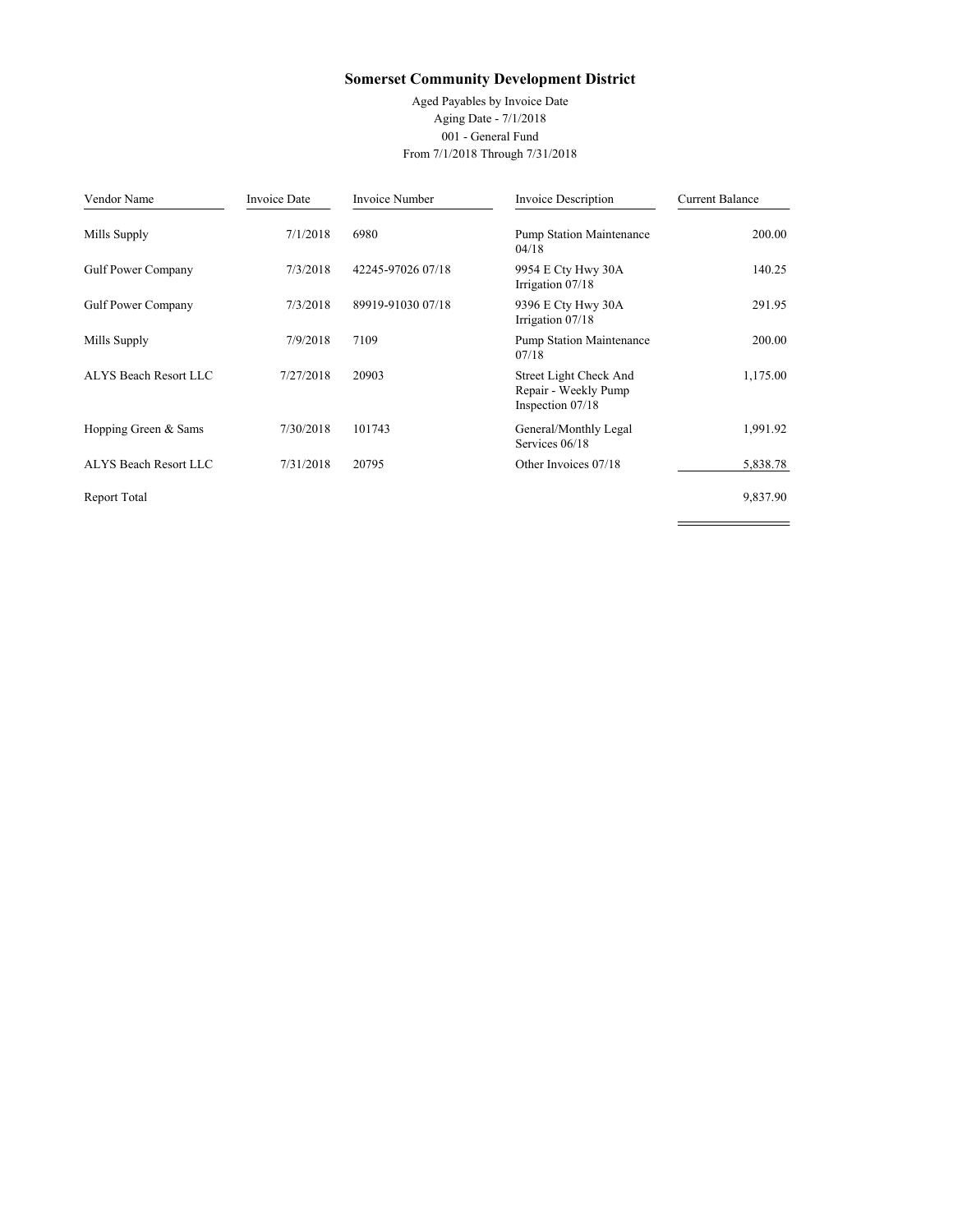# Somerset Community Development District

Aged Payables by Invoice Date
Aging Date - 7/1/2018
001 - General Fund
From 7/1/2018 Through 7/31/2018

| Vendor Name | Invoice Date | Invoice Number | Invoice Description | Current Balance |
|---|---|---|---|---|
| Mills Supply | 7/1/2018 | 6980 | Pump Station Maintenance 04/18 | 200.00 |
| Gulf Power Company | 7/3/2018 | 42245-97026 07/18 | 9954 E Cty Hwy 30A Irrigation 07/18 | 140.25 |
| Gulf Power Company | 7/3/2018 | 89919-91030 07/18 | 9396 E Cty Hwy 30A Irrigation 07/18 | 291.95 |
| Mills Supply | 7/9/2018 | 7109 | Pump Station Maintenance 07/18 | 200.00 |
| ALYS Beach Resort LLC | 7/27/2018 | 20903 | Street Light Check And Repair - Weekly Pump Inspection 07/18 | 1,175.00 |
| Hopping Green & Sams | 7/30/2018 | 101743 | General/Monthly Legal Services 06/18 | 1,991.92 |
| ALYS Beach Resort LLC | 7/31/2018 | 20795 | Other Invoices 07/18 | 5,838.78 |
| Report Total | | | | 9,837.90 |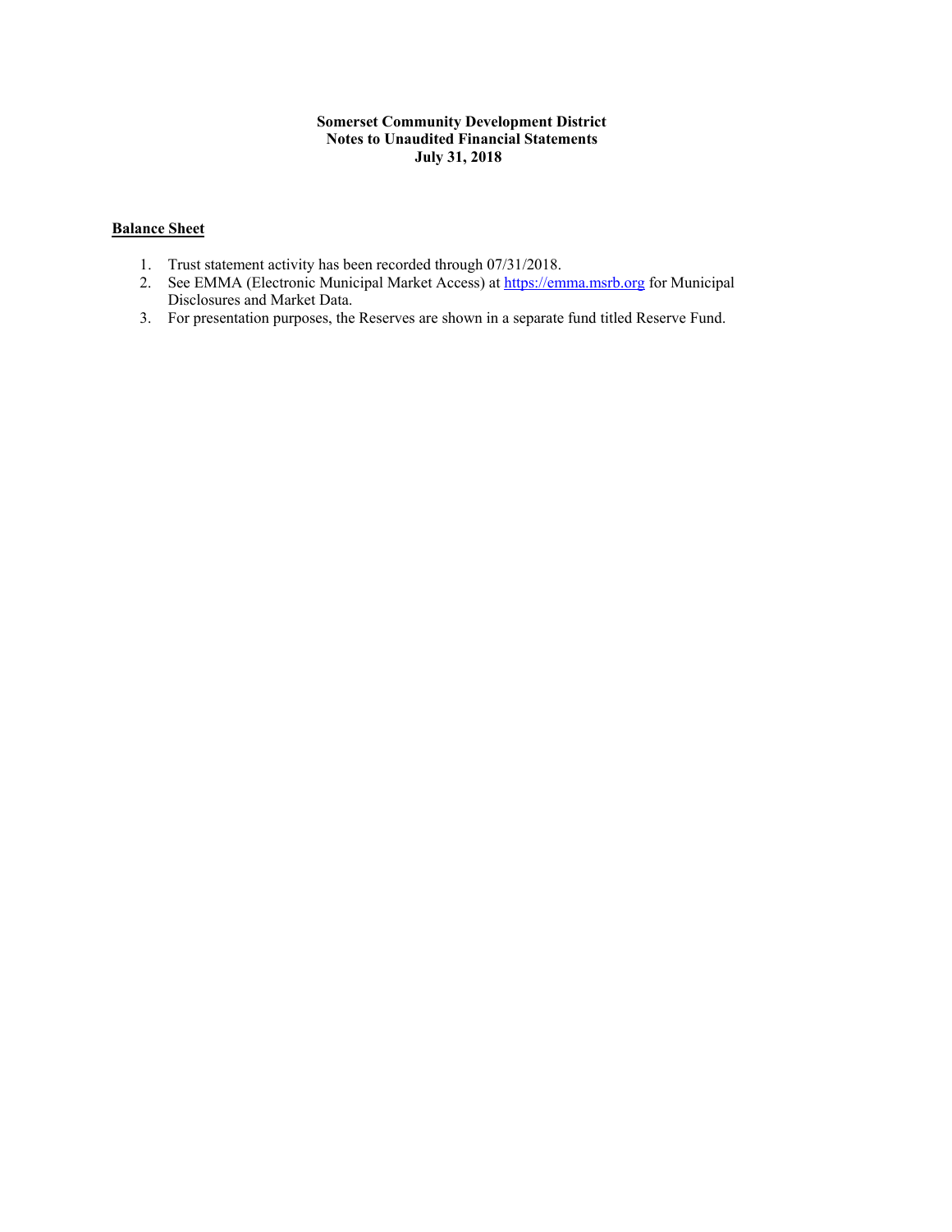**Somerset Community Development District**
**Notes to Unaudited Financial Statements**
**July 31, 2018**

**Balance Sheet**

1. Trust statement activity has been recorded through 07/31/2018.
2. See EMMA (Electronic Municipal Market Access) at https://emma.msrb.org for Municipal Disclosures and Market Data.
3. For presentation purposes, the Reserves are shown in a separate fund titled Reserve Fund.